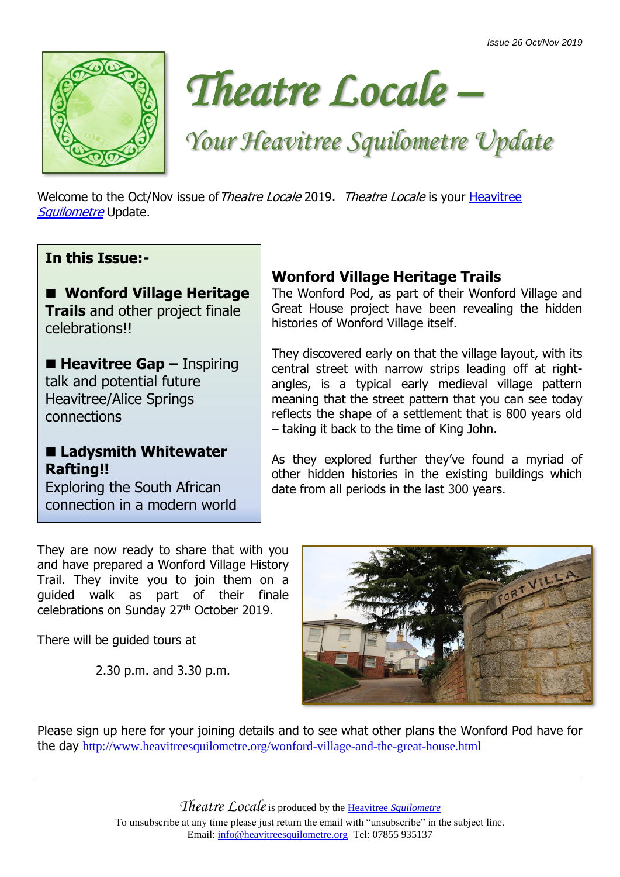Issue 26 Oct/Nov 2019

# *Theatre Locale –*

## *Your Heavitree Squilometre Update*

Welcome to the Oct/Nov issue of *Theatre Locale* 2019. *Theatre Locale* is your Heavitree *Squilometre* Update.

**In this Issue:-**

- **Wonford Village Heritage Trails** and other project finale celebrations!!
- **Heavitree Gap –** Inspiring talk and potential future Heavitree/Alice Springs connections
- **Ladysmith Whitewater Rafting!!** Exploring the South African connection in a modern world

## Wonford Village Heritage Trails

The Wonford Pod, as part of their Wonford Village and Great House project have been revealing the hidden histories of Wonford Village itself.

They discovered early on that the village layout, with its central street with narrow strips leading off at right-angles, is a typical early medieval village pattern meaning that the street pattern that you can see today reflects the shape of a settlement that is 800 years old – taking it back to the time of King John.

As they explored further they've found a myriad of other hidden histories in the existing buildings which date from all periods in the last 300 years.

They are now ready to share that with you and have prepared a Wonford Village History Trail. They invite you to join them on a guided walk as part of their finale celebrations on Sunday 27th October 2019.

There will be guided tours at

2.30 p.m. and 3.30 p.m.

Please sign up here for your joining details and to see what other plans the Wonford Pod have for the day http://www.heavitreesquilometre.org/wonford-village-and-the-great-house.html

---

*Theatre Locale* is produced by the Heavitree *Squilometre*
To unsubscribe at any time please just return the email with "unsubscribe" in the subject line.
Email: info@heavitreesquilometre.org Tel: 07855 935137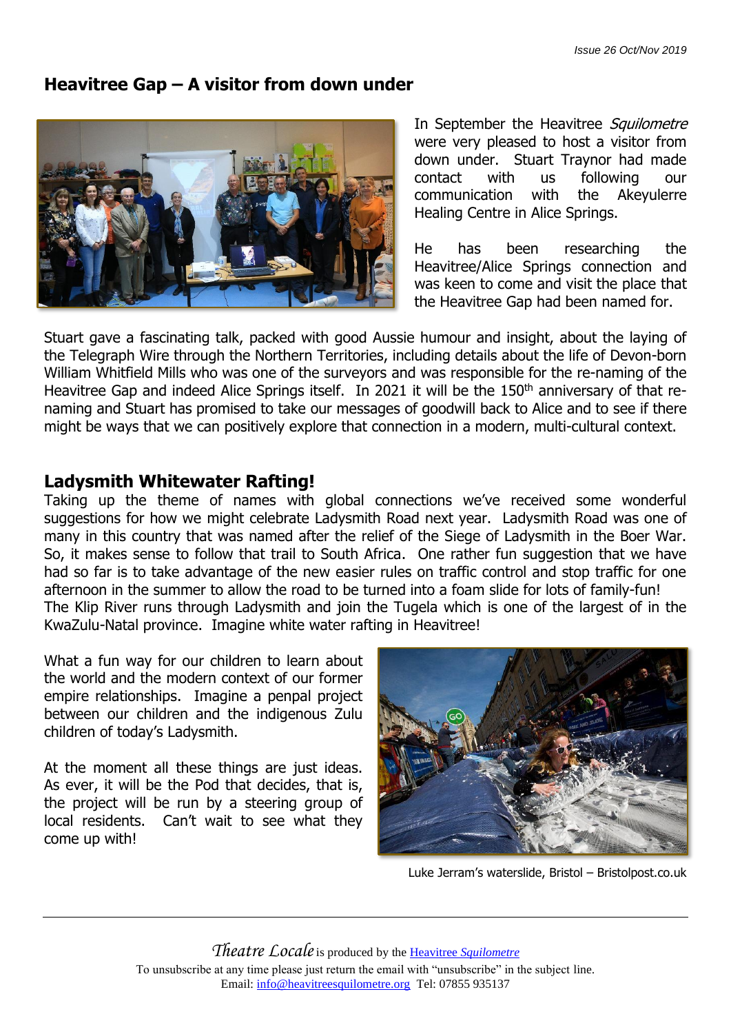## Heavitree Gap – A visitor from down under

In September the Heavitree *Squilometre* were very pleased to host a visitor from down under. Stuart Traynor had made contact with us following our communication with the Akeyulerre Healing Centre in Alice Springs.

He has been researching the Heavitree/Alice Springs connection and was keen to come and visit the place that the Heavitree Gap had been named for.

Stuart gave a fascinating talk, packed with good Aussie humour and insight, about the laying of the Telegraph Wire through the Northern Territories, including details about the life of Devon-born William Whitfield Mills who was one of the surveyors and was responsible for the re-naming of the Heavitree Gap and indeed Alice Springs itself. In 2021 it will be the 150th anniversary of that re-naming and Stuart has promised to take our messages of goodwill back to Alice and to see if there might be ways that we can positively explore that connection in a modern, multi-cultural context.

## Ladysmith Whitewater Rafting!

Taking up the theme of names with global connections we've received some wonderful suggestions for how we might celebrate Ladysmith Road next year. Ladysmith Road was one of many in this country that was named after the relief of the Siege of Ladysmith in the Boer War. So, it makes sense to follow that trail to South Africa. One rather fun suggestion that we have had so far is to take advantage of the new easier rules on traffic control and stop traffic for one afternoon in the summer to allow the road to be turned into a foam slide for lots of family-fun! The Klip River runs through Ladysmith and join the Tugela which is one of the largest of in the KwaZulu-Natal province. Imagine white water rafting in Heavitree!

What a fun way for our children to learn about the world and the modern context of our former empire relationships. Imagine a penpal project between our children and the indigenous Zulu children of today's Ladysmith.

At the moment all these things are just ideas. As ever, it will be the Pod that decides, that is, the project will be run by a steering group of local residents. Can't wait to see what they come up with!

Luke Jerram's waterslide, Bristol – Bristolpost.co.uk

---

*Theatre Locale* is produced by the [Heavitree *Squilometre*]

To unsubscribe at any time please just return the email with "unsubscribe" in the subject line.

Email: info@heavitreesquilometre.org Tel: 07855 935137